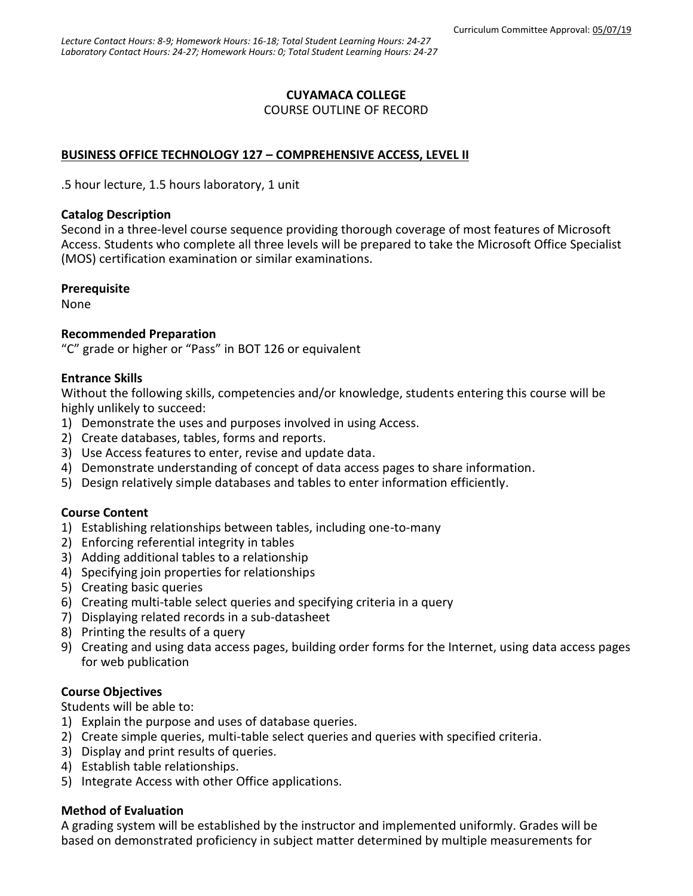Curriculum Committee Approval: 05/07/19

*Lecture Contact Hours: 8-9; Homework Hours: 16-18; Total Student Learning Hours: 24-27*
*Laboratory Contact Hours: 24-27; Homework Hours: 0; Total Student Learning Hours: 24-27*

**CUYAMACA COLLEGE**
COURSE OUTLINE OF RECORD

**BUSINESS OFFICE TECHNOLOGY 127 – COMPREHENSIVE ACCESS, LEVEL II**

.5 hour lecture, 1.5 hours laboratory, 1 unit

**Catalog Description**
Second in a three-level course sequence providing thorough coverage of most features of Microsoft Access. Students who complete all three levels will be prepared to take the Microsoft Office Specialist (MOS) certification examination or similar examinations.

**Prerequisite**
None

**Recommended Preparation**
"C" grade or higher or "Pass" in BOT 126 or equivalent

**Entrance Skills**
Without the following skills, competencies and/or knowledge, students entering this course will be highly unlikely to succeed:

1) Demonstrate the uses and purposes involved in using Access.
2) Create databases, tables, forms and reports.
3) Use Access features to enter, revise and update data.
4) Demonstrate understanding of concept of data access pages to share information.
5) Design relatively simple databases and tables to enter information efficiently.

**Course Content**

1) Establishing relationships between tables, including one-to-many
2) Enforcing referential integrity in tables
3) Adding additional tables to a relationship
4) Specifying join properties for relationships
5) Creating basic queries
6) Creating multi-table select queries and specifying criteria in a query
7) Displaying related records in a sub-datasheet
8) Printing the results of a query
9) Creating and using data access pages, building order forms for the Internet, using data access pages for web publication

**Course Objectives**
Students will be able to:

1) Explain the purpose and uses of database queries.
2) Create simple queries, multi-table select queries and queries with specified criteria.
3) Display and print results of queries.
4) Establish table relationships.
5) Integrate Access with other Office applications.

**Method of Evaluation**
A grading system will be established by the instructor and implemented uniformly. Grades will be based on demonstrated proficiency in subject matter determined by multiple measurements for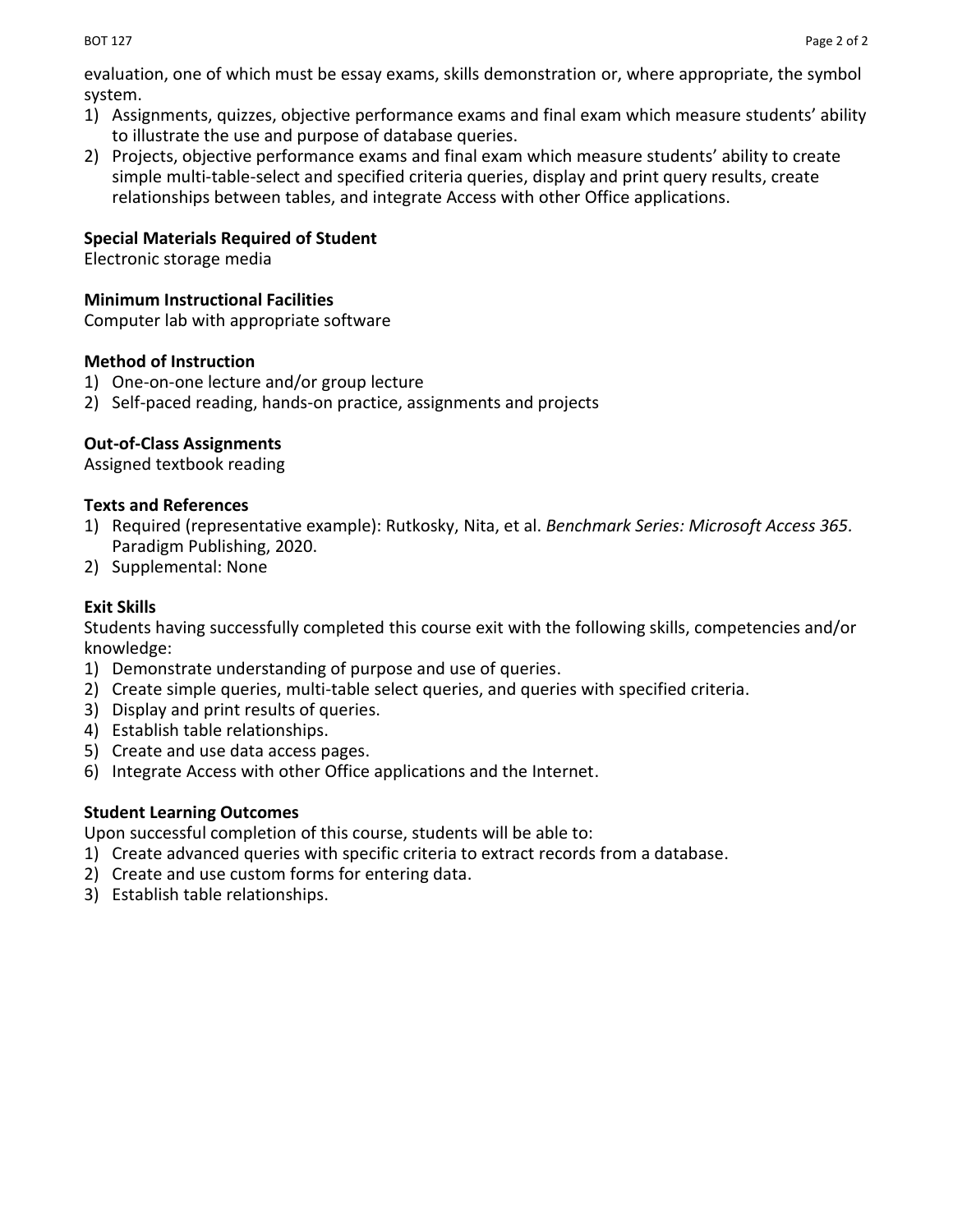evaluation, one of which must be essay exams, skills demonstration or, where appropriate, the symbol system.

1) Assignments, quizzes, objective performance exams and final exam which measure students' ability to illustrate the use and purpose of database queries.
2) Projects, objective performance exams and final exam which measure students' ability to create simple multi-table-select and specified criteria queries, display and print query results, create relationships between tables, and integrate Access with other Office applications.

**Special Materials Required of Student**

Electronic storage media

**Minimum Instructional Facilities**

Computer lab with appropriate software

**Method of Instruction**

1) One-on-one lecture and/or group lecture
2) Self-paced reading, hands-on practice, assignments and projects

**Out-of-Class Assignments**

Assigned textbook reading

**Texts and References**

1) Required (representative example): Rutkosky, Nita, et al. *Benchmark Series: Microsoft Access 365*. Paradigm Publishing, 2020.
2) Supplemental: None

**Exit Skills**

Students having successfully completed this course exit with the following skills, competencies and/or knowledge:

1) Demonstrate understanding of purpose and use of queries.
2) Create simple queries, multi-table select queries, and queries with specified criteria.
3) Display and print results of queries.
4) Establish table relationships.
5) Create and use data access pages.
6) Integrate Access with other Office applications and the Internet.

**Student Learning Outcomes**

Upon successful completion of this course, students will be able to:

1) Create advanced queries with specific criteria to extract records from a database.
2) Create and use custom forms for entering data.
3) Establish table relationships.